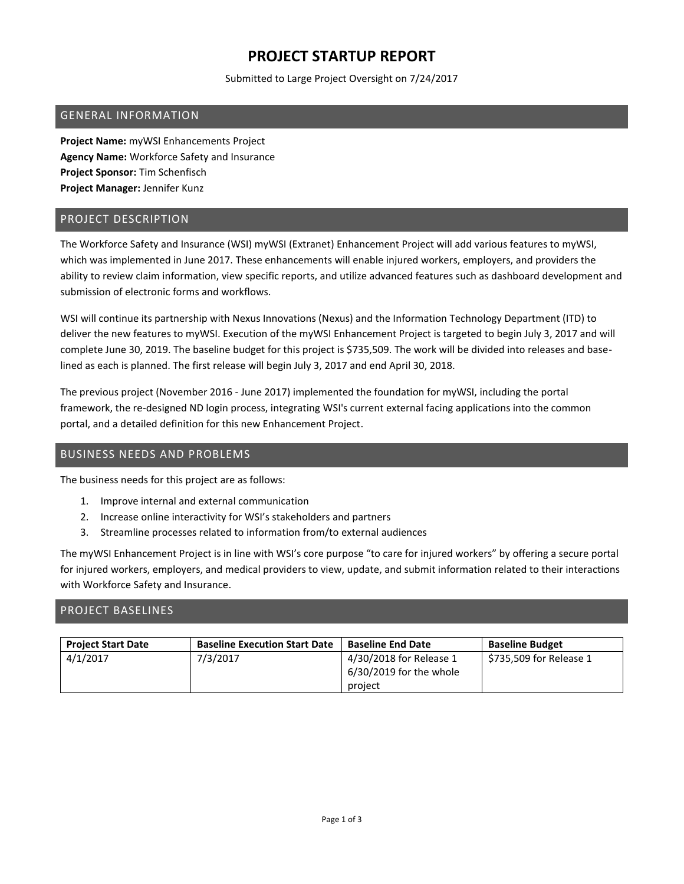# PROJECT STARTUP REPORT

Submitted to Large Project Oversight on 7/24/2017

## GENERAL INFORMATION

**Project Name:** myWSI Enhancements Project
**Agency Name:** Workforce Safety and Insurance
**Project Sponsor:** Tim Schenfisch
**Project Manager:** Jennifer Kunz

## PROJECT DESCRIPTION

The Workforce Safety and Insurance (WSI) myWSI (Extranet) Enhancement Project will add various features to myWSI, which was implemented in June 2017. These enhancements will enable injured workers, employers, and providers the ability to review claim information, view specific reports, and utilize advanced features such as dashboard development and submission of electronic forms and workflows.

WSI will continue its partnership with Nexus Innovations (Nexus) and the Information Technology Department (ITD) to deliver the new features to myWSI. Execution of the myWSI Enhancement Project is targeted to begin July 3, 2017 and will complete June 30, 2019. The baseline budget for this project is $735,509. The work will be divided into releases and base-lined as each is planned. The first release will begin July 3, 2017 and end April 30, 2018.

The previous project (November 2016 - June 2017) implemented the foundation for myWSI, including the portal framework, the re-designed ND login process, integrating WSI's current external facing applications into the common portal, and a detailed definition for this new Enhancement Project.

## BUSINESS NEEDS AND PROBLEMS

The business needs for this project are as follows:

1. Improve internal and external communication
2. Increase online interactivity for WSI's stakeholders and partners
3. Streamline processes related to information from/to external audiences

The myWSI Enhancement Project is in line with WSI's core purpose "to care for injured workers" by offering a secure portal for injured workers, employers, and medical providers to view, update, and submit information related to their interactions with Workforce Safety and Insurance.

## PROJECT BASELINES

| Project Start Date | Baseline Execution Start Date | Baseline End Date | Baseline Budget |
|---|---|---|---|
| 4/1/2017 | 7/3/2017 | 4/30/2018 for Release 1<br>6/30/2019 for the whole project | $735,509 for Release 1 |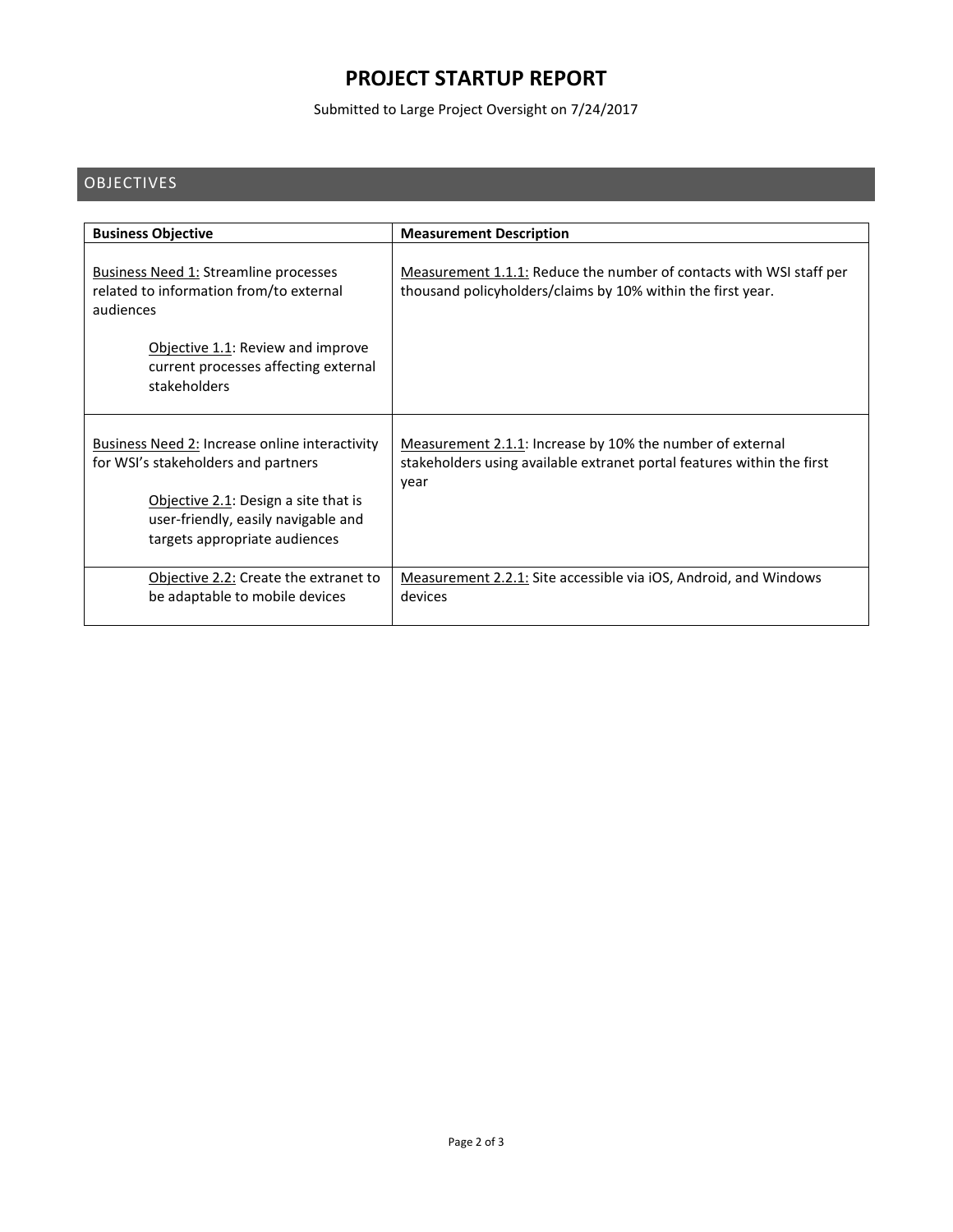# PROJECT STARTUP REPORT

Submitted to Large Project Oversight on 7/24/2017

## OBJECTIVES

| Business Objective | Measurement Description |
|---|---|
| Business Need 1: Streamline processes related to information from/to external audiences<br><br>Objective 1.1: Review and improve current processes affecting external stakeholders | Measurement 1.1.1: Reduce the number of contacts with WSI staff per thousand policyholders/claims by 10% within the first year. |
| Business Need 2: Increase online interactivity for WSI's stakeholders and partners<br><br>Objective 2.1: Design a site that is user-friendly, easily navigable and targets appropriate audiences | Measurement 2.1.1: Increase by 10% the number of external stakeholders using available extranet portal features within the first year |
| Objective 2.2: Create the extranet to be adaptable to mobile devices | Measurement 2.2.1: Site accessible via iOS, Android, and Windows devices |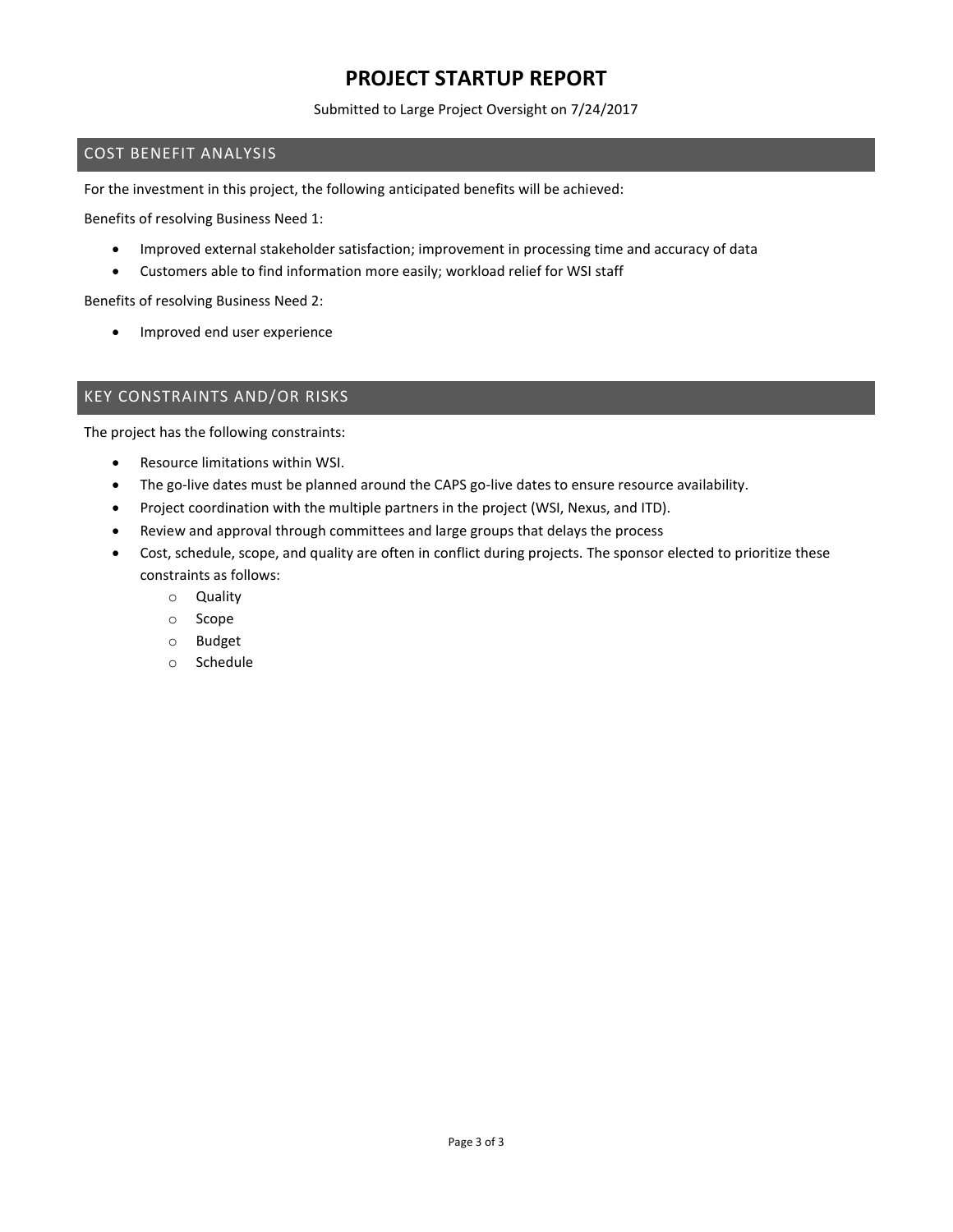# PROJECT STARTUP REPORT

Submitted to Large Project Oversight on 7/24/2017

## COST BENEFIT ANALYSIS

For the investment in this project, the following anticipated benefits will be achieved:

Benefits of resolving Business Need 1:

- Improved external stakeholder satisfaction; improvement in processing time and accuracy of data
- Customers able to find information more easily; workload relief for WSI staff

Benefits of resolving Business Need 2:

- Improved end user experience

## KEY CONSTRAINTS AND/OR RISKS

The project has the following constraints:

- Resource limitations within WSI.
- The go-live dates must be planned around the CAPS go-live dates to ensure resource availability.
- Project coordination with the multiple partners in the project (WSI, Nexus, and ITD).
- Review and approval through committees and large groups that delays the process
- Cost, schedule, scope, and quality are often in conflict during projects. The sponsor elected to prioritize these constraints as follows:
  - Quality
  - Scope
  - Budget
  - Schedule